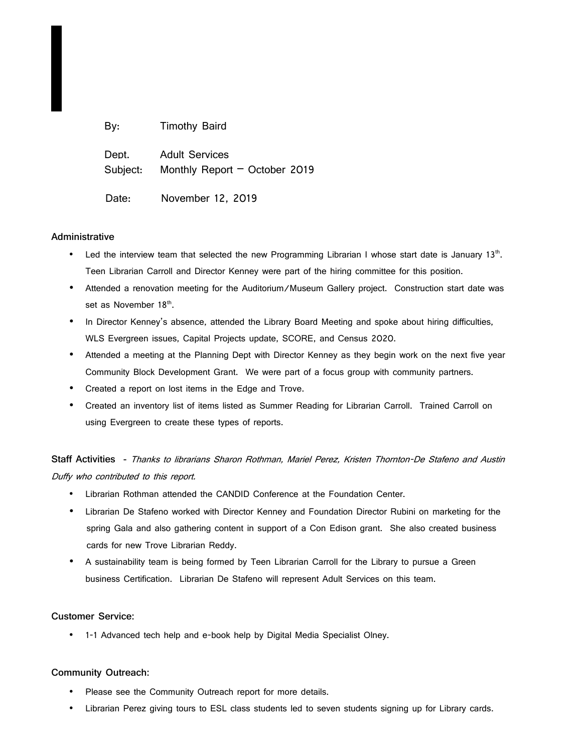By: Timothy Baird

Dept. Adult Services

Subject: Monthly Report – October 2019

Date: November 12, 2019

**Administrative**

- Led the interview team that selected the new Programming Librarian I whose start date is January 13th. Teen Librarian Carroll and Director Kenney were part of the hiring committee for this position.
- Attended a renovation meeting for the Auditorium/Museum Gallery project. Construction start date was set as November 18th.
- In Director Kenney's absence, attended the Library Board Meeting and spoke about hiring difficulties, WLS Evergreen issues, Capital Projects update, SCORE, and Census 2020.
- Attended a meeting at the Planning Dept with Director Kenney as they begin work on the next five year Community Block Development Grant. We were part of a focus group with community partners.
- Created a report on lost items in the Edge and Trove.
- Created an inventory list of items listed as Summer Reading for Librarian Carroll. Trained Carroll on using Evergreen to create these types of reports.

**Staff Activities** - *Thanks to librarians Sharon Rothman, Mariel Perez, Kristen Thornton-De Stafeno and Austin Duffy who contributed to this report.*

- Librarian Rothman attended the CANDID Conference at the Foundation Center.
- Librarian De Stafeno worked with Director Kenney and Foundation Director Rubini on marketing for the spring Gala and also gathering content in support of a Con Edison grant. She also created business cards for new Trove Librarian Reddy.
- A sustainability team is being formed by Teen Librarian Carroll for the Library to pursue a Green business Certification. Librarian De Stafeno will represent Adult Services on this team.

**Customer Service:**

- 1-1 Advanced tech help and e-book help by Digital Media Specialist Olney.

**Community Outreach:**

- Please see the Community Outreach report for more details.
- Librarian Perez giving tours to ESL class students led to seven students signing up for Library cards.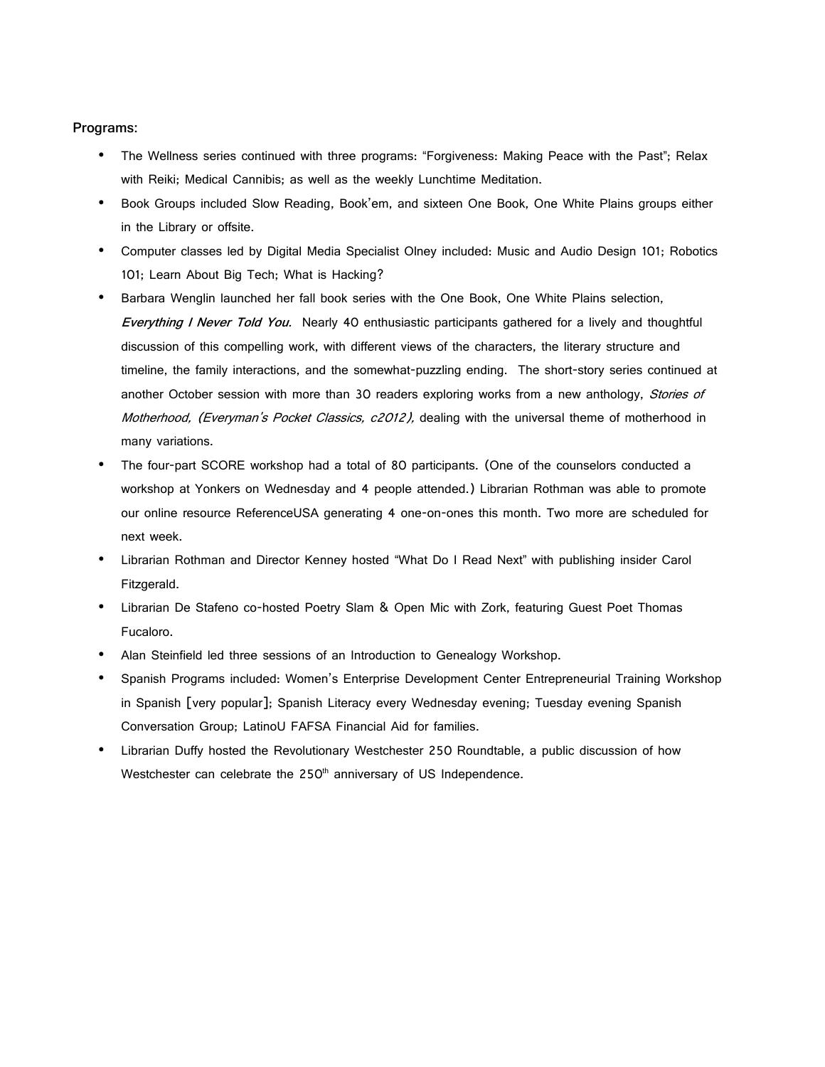**Programs:**

- The Wellness series continued with three programs: "Forgiveness: Making Peace with the Past"; Relax with Reiki; Medical Cannibis; as well as the weekly Lunchtime Meditation.
- Book Groups included Slow Reading, Book'em, and sixteen One Book, One White Plains groups either in the Library or offsite.
- Computer classes led by Digital Media Specialist Olney included: Music and Audio Design 101; Robotics 101; Learn About Big Tech; What is Hacking?
- Barbara Wenglin launched her fall book series with the One Book, One White Plains selection, ***Everything I Never Told You.*** Nearly 40 enthusiastic participants gathered for a lively and thoughtful discussion of this compelling work, with different views of the characters, the literary structure and timeline, the family interactions, and the somewhat-puzzling ending. The short-story series continued at another October session with more than 30 readers exploring works from a new anthology, *Stories of Motherhood, (Everyman's Pocket Classics, c2012),* dealing with the universal theme of motherhood in many variations.
- The four-part SCORE workshop had a total of 80 participants. (One of the counselors conducted a workshop at Yonkers on Wednesday and 4 people attended.) Librarian Rothman was able to promote our online resource ReferenceUSA generating 4 one-on-ones this month. Two more are scheduled for next week.
- Librarian Rothman and Director Kenney hosted "What Do I Read Next" with publishing insider Carol Fitzgerald.
- Librarian De Stafeno co-hosted Poetry Slam & Open Mic with Zork, featuring Guest Poet Thomas Fucaloro.
- Alan Steinfield led three sessions of an Introduction to Genealogy Workshop.
- Spanish Programs included: Women's Enterprise Development Center Entrepreneurial Training Workshop in Spanish [very popular]; Spanish Literacy every Wednesday evening; Tuesday evening Spanish Conversation Group; LatinoU FAFSA Financial Aid for families.
- Librarian Duffy hosted the Revolutionary Westchester 250 Roundtable, a public discussion of how Westchester can celebrate the 250th anniversary of US Independence.